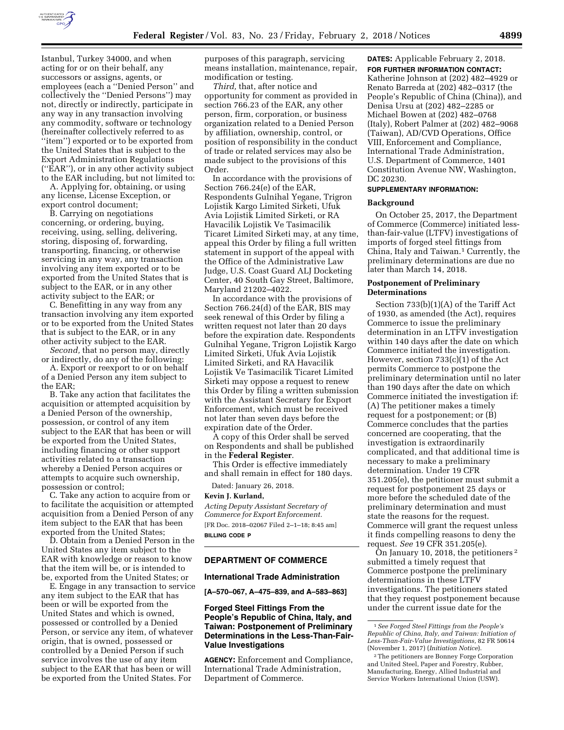Istanbul, Turkey 34000, and when acting for or on their behalf, any successors or assigns, agents, or employees (each a ''Denied Person'' and collectively the ''Denied Persons'') may not, directly or indirectly, participate in any way in any transaction involving any commodity, software or technology (hereinafter collectively referred to as ''item'') exported or to be exported from the United States that is subject to the Export Administration Regulations (''EAR''), or in any other activity subject to the EAR including, but not limited to:

A. Applying for, obtaining, or using any license, License Exception, or export control document;

B. Carrying on negotiations concerning, or ordering, buying, receiving, using, selling, delivering, storing, disposing of, forwarding, transporting, financing, or otherwise servicing in any way, any transaction involving any item exported or to be exported from the United States that is subject to the EAR, or in any other activity subject to the EAR; or

C. Benefitting in any way from any transaction involving any item exported or to be exported from the United States that is subject to the EAR, or in any other activity subject to the EAR.

*Second,* that no person may, directly or indirectly, do any of the following:

A. Export or reexport to or on behalf of a Denied Person any item subject to the EAR;

B. Take any action that facilitates the acquisition or attempted acquisition by a Denied Person of the ownership, possession, or control of any item subject to the EAR that has been or will be exported from the United States, including financing or other support activities related to a transaction whereby a Denied Person acquires or attempts to acquire such ownership, possession or control;

C. Take any action to acquire from or to facilitate the acquisition or attempted acquisition from a Denied Person of any item subject to the EAR that has been exported from the United States;

D. Obtain from a Denied Person in the United States any item subject to the EAR with knowledge or reason to know that the item will be, or is intended to be, exported from the United States; or

E. Engage in any transaction to service any item subject to the EAR that has been or will be exported from the United States and which is owned, possessed or controlled by a Denied Person, or service any item, of whatever origin, that is owned, possessed or controlled by a Denied Person if such service involves the use of any item subject to the EAR that has been or will be exported from the United States. For purposes of this paragraph, servicing means installation, maintenance, repair, modification or testing.

*Third,* that, after notice and opportunity for comment as provided in section 766.23 of the EAR, any other person, firm, corporation, or business organization related to a Denied Person by affiliation, ownership, control, or position of responsibility in the conduct of trade or related services may also be made subject to the provisions of this Order.

In accordance with the provisions of Section 766.24(e) of the EAR, Respondents Gulnihal Yegane, Trigron Lojistik Kargo Limited Sirketi, Ufuk Avia Lojistik Limited Sirketi, or RA Havacilik Lojistik Ve Tasimacilik Ticaret Limited Sirketi may, at any time, appeal this Order by filing a full written statement in support of the appeal with the Office of the Administrative Law Judge, U.S. Coast Guard ALJ Docketing Center, 40 South Gay Street, Baltimore, Maryland 21202–4022.

In accordance with the provisions of Section 766.24(d) of the EAR, BIS may seek renewal of this Order by filing a written request not later than 20 days before the expiration date. Respondents Gulnihal Yegane, Trigron Lojistik Kargo Limited Sirketi, Ufuk Avia Lojistik Limited Sirketi, and RA Havacilik Lojistik Ve Tasimacilik Ticaret Limited Sirketi may oppose a request to renew this Order by filing a written submission with the Assistant Secretary for Export Enforcement, which must be received not later than seven days before the expiration date of the Order.

A copy of this Order shall be served on Respondents and shall be published in the **Federal Register**.

This Order is effective immediately and shall remain in effect for 180 days.

Dated: January 26, 2018.

**Kevin J. Kurland,**

*Acting Deputy Assistant Secretary of Commerce for Export Enforcement.*

[FR Doc. 2018–02067 Filed 2–1–18; 8:45 am]

**BILLING CODE P**

## DEPARTMENT OF COMMERCE

### International Trade Administration

**[A–570–067, A–475–839, and A–583–863]**

### Forged Steel Fittings From the People's Republic of China, Italy, and Taiwan: Postponement of Preliminary Determinations in the Less-Than-Fair-Value Investigations

**AGENCY:** Enforcement and Compliance, International Trade Administration, Department of Commerce.

**DATES:** Applicable February 2, 2018.

**FOR FURTHER INFORMATION CONTACT:** Katherine Johnson at (202) 482–4929 or Renato Barreda at (202) 482–0317 (the People's Republic of China (China)), and Denisa Ursu at (202) 482–2285 or Michael Bowen at (202) 482–0768 (Italy), Robert Palmer at (202) 482–9068 (Taiwan), AD/CVD Operations, Office VIII, Enforcement and Compliance, International Trade Administration, U.S. Department of Commerce, 1401 Constitution Avenue NW, Washington, DC 20230.

**SUPPLEMENTARY INFORMATION:**

#### Background

On October 25, 2017, the Department of Commerce (Commerce) initiated less-than-fair-value (LTFV) investigations of imports of forged steel fittings from China, Italy and Taiwan.[1] Currently, the preliminary determinations are due no later than March 14, 2018.

#### Postponement of Preliminary Determinations

Section 733(b)(1)(A) of the Tariff Act of 1930, as amended (the Act), requires Commerce to issue the preliminary determination in an LTFV investigation within 140 days after the date on which Commerce initiated the investigation. However, section 733(c)(1) of the Act permits Commerce to postpone the preliminary determination until no later than 190 days after the date on which Commerce initiated the investigation if: (A) The petitioner makes a timely request for a postponement; or (B) Commerce concludes that the parties concerned are cooperating, that the investigation is extraordinarily complicated, and that additional time is necessary to make a preliminary determination. Under 19 CFR 351.205(e), the petitioner must submit a request for postponement 25 days or more before the scheduled date of the preliminary determination and must state the reasons for the request. Commerce will grant the request unless it finds compelling reasons to deny the request. *See* 19 CFR 351.205(e).

On January 10, 2018, the petitioners[2] submitted a timely request that Commerce postpone the preliminary determinations in these LTFV investigations. The petitioners stated that they request postponement because under the current issue date for the

[1] *See Forged Steel Fittings from the People's Republic of China, Italy, and Taiwan: Initiation of Less-Than-Fair-Value Investigations,* 82 FR 50614 (November 1, 2017) (*Initiation Notice*).

[2] The petitioners are Bonney Forge Corporation and United Steel, Paper and Forestry, Rubber, Manufacturing, Energy, Allied Industrial and Service Workers International Union (USW).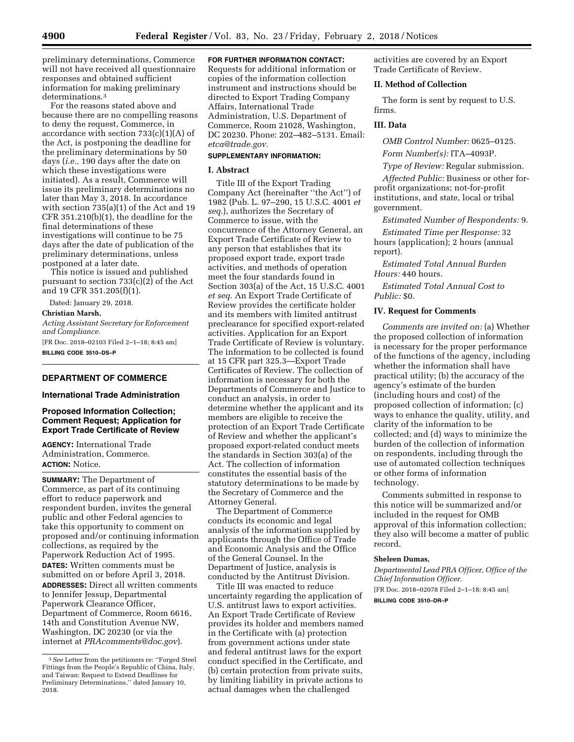preliminary determinations, Commerce will not have received all questionnaire responses and obtained sufficient information for making preliminary determinations.[3]

For the reasons stated above and because there are no compelling reasons to deny the request, Commerce, in accordance with section 733(c)(1)(A) of the Act, is postponing the deadline for the preliminary determinations by 50 days (*i.e.,* 190 days after the date on which these investigations were initiated). As a result, Commerce will issue its preliminary determinations no later than May 3, 2018. In accordance with section 735(a)(1) of the Act and 19 CFR 351.210(b)(1), the deadline for the final determinations of these investigations will continue to be 75 days after the date of publication of the preliminary determinations, unless postponed at a later date.

This notice is issued and published pursuant to section 733(c)(2) of the Act and 19 CFR 351.205(f)(1).

Dated: January 29, 2018.

**Christian Marsh,**

*Acting Assistant Secretary for Enforcement and Compliance.*

[FR Doc. 2018–02103 Filed 2–1–18; 8:45 am]

**BILLING CODE 3510–DS–P**

[3] *See* Letter from the petitioners re: ''Forged Steel Fittings from the People's Republic of China, Italy, and Taiwan: Request to Extend Deadlines for Preliminary Determinations,'' dated January 10, 2018.

## DEPARTMENT OF COMMERCE

### International Trade Administration

### Proposed Information Collection; Comment Request; Application for Export Trade Certificate of Review

**AGENCY:** International Trade Administration, Commerce.

**ACTION:** Notice.

**SUMMARY:** The Department of Commerce, as part of its continuing effort to reduce paperwork and respondent burden, invites the general public and other Federal agencies to take this opportunity to comment on proposed and/or continuing information collections, as required by the Paperwork Reduction Act of 1995.

**DATES:** Written comments must be submitted on or before April 3, 2018.

**ADDRESSES:** Direct all written comments to Jennifer Jessup, Departmental Paperwork Clearance Officer, Department of Commerce, Room 6616, 14th and Constitution Avenue NW, Washington, DC 20230 (or via the internet at *PRAcomments@doc.gov*).

**FOR FURTHER INFORMATION CONTACT:** Requests for additional information or copies of the information collection instrument and instructions should be directed to Export Trading Company Affairs, International Trade Administration, U.S. Department of Commerce, Room 21028, Washington, DC 20230. Phone: 202–482–5131. Email: *etca@trade.gov.*

**SUPPLEMENTARY INFORMATION:**

#### I. Abstract

Title III of the Export Trading Company Act (hereinafter ''the Act'') of 1982 (Pub. L. 97–290, 15 U.S.C. 4001 *et seq.*), authorizes the Secretary of Commerce to issue, with the concurrence of the Attorney General, an Export Trade Certificate of Review to any person that establishes that its proposed export trade, export trade activities, and methods of operation meet the four standards found in Section 303(a) of the Act, 15 U.S.C. 4001 *et seq.* An Export Trade Certificate of Review provides the certificate holder and its members with limited antitrust preclearance for specified export-related activities. Application for an Export Trade Certificate of Review is voluntary. The information to be collected is found at 15 CFR part 325.3—Export Trade Certificates of Review. The collection of information is necessary for both the Departments of Commerce and Justice to conduct an analysis, in order to determine whether the applicant and its members are eligible to receive the protection of an Export Trade Certificate of Review and whether the applicant's proposed export-related conduct meets the standards in Section 303(a) of the Act. The collection of information constitutes the essential basis of the statutory determinations to be made by the Secretary of Commerce and the Attorney General.

The Department of Commerce conducts its economic and legal analysis of the information supplied by applicants through the Office of Trade and Economic Analysis and the Office of the General Counsel. In the Department of Justice, analysis is conducted by the Antitrust Division.

Title III was enacted to reduce uncertainty regarding the application of U.S. antitrust laws to export activities. An Export Trade Certificate of Review provides its holder and members named in the Certificate with (a) protection from government actions under state and federal antitrust laws for the export conduct specified in the Certificate, and (b) certain protection from private suits, by limiting liability in private actions to actual damages when the challenged activities are covered by an Export Trade Certificate of Review.

#### II. Method of Collection

The form is sent by request to U.S. firms.

#### III. Data

*OMB Control Number:* 0625–0125.

*Form Number(s):* ITA–4093P.

*Type of Review:* Regular submission.

*Affected Public:* Business or other for-profit organizations; not-for-profit institutions, and state, local or tribal government.

*Estimated Number of Respondents:* 9.

*Estimated Time per Response:* 32 hours (application); 2 hours (annual report).

*Estimated Total Annual Burden Hours:* 440 hours.

*Estimated Total Annual Cost to Public:* $0.

#### IV. Request for Comments

*Comments are invited on:* (a) Whether the proposed collection of information is necessary for the proper performance of the functions of the agency, including whether the information shall have practical utility; (b) the accuracy of the agency's estimate of the burden (including hours and cost) of the proposed collection of information; (c) ways to enhance the quality, utility, and clarity of the information to be collected; and (d) ways to minimize the burden of the collection of information on respondents, including through the use of automated collection techniques or other forms of information technology.

Comments submitted in response to this notice will be summarized and/or included in the request for OMB approval of this information collection; they also will become a matter of public record.

**Sheleen Dumas,**

*Departmental Lead PRA Officer, Office of the Chief Information Officer.*

[FR Doc. 2018–02078 Filed 2–1–18; 8:45 am]

**BILLING CODE 3510–DR–P**